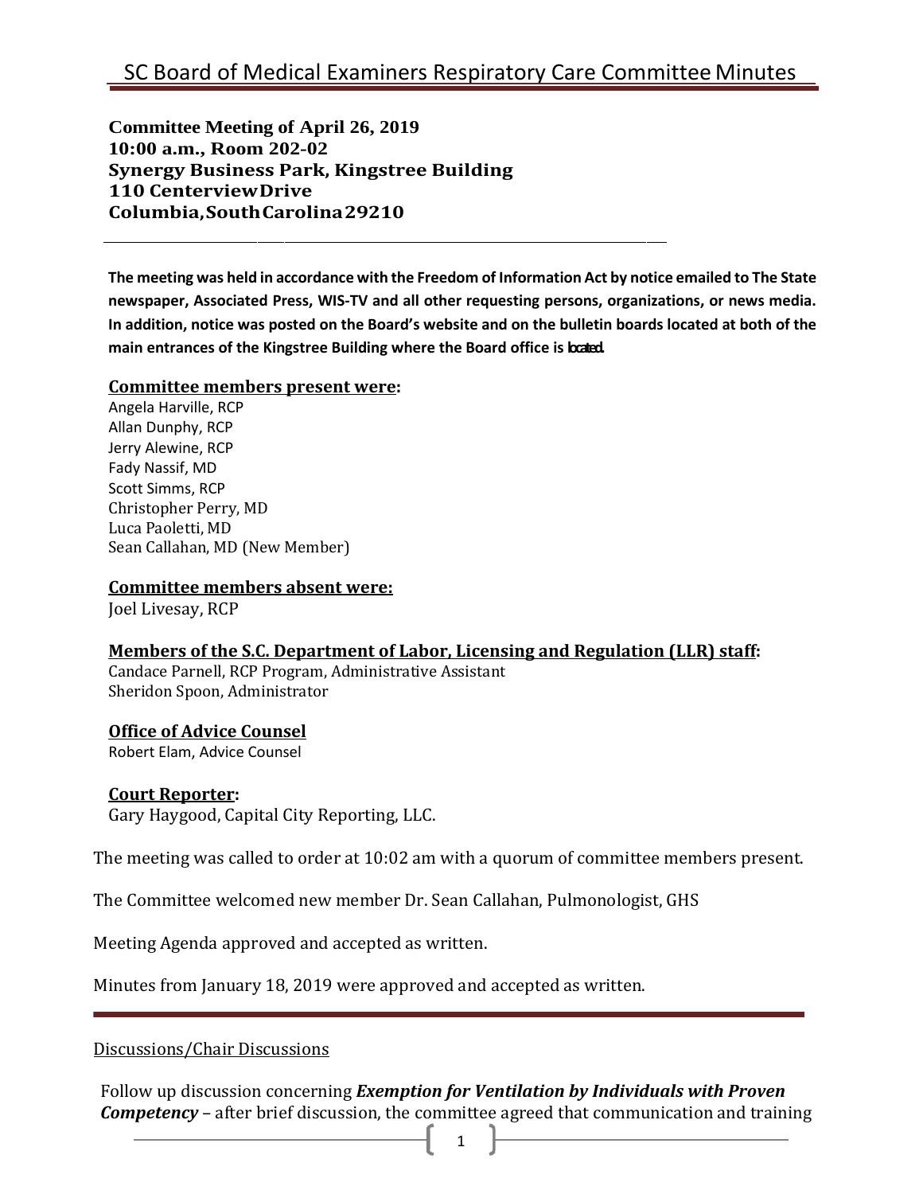# SC Board of Medical Examiners Respiratory Care Committee Minutes

**Committee Meeting of April 26, 2019**
**10:00 a.m., Room 202-02**
**Synergy Business Park, Kingstree Building**
**110 Centerview Drive**
**Columbia, South Carolina 29210**

---

**The meeting was held in accordance with the Freedom of Information Act by notice emailed to The State newspaper, Associated Press, WIS-TV and all other requesting persons, organizations, or news media. In addition, notice was posted on the Board's website and on the bulletin boards located at both of the main entrances of the Kingstree Building where the Board office is located.**

**Committee members present were:**

Angela Harville, RCP
Allan Dunphy, RCP
Jerry Alewine, RCP
Fady Nassif, MD
Scott Simms, RCP
Christopher Perry, MD
Luca Paoletti, MD
Sean Callahan, MD (New Member)

**Committee members absent were:**

Joel Livesay, RCP

**Members of the S.C. Department of Labor, Licensing and Regulation (LLR) staff:**

Candace Parnell, RCP Program, Administrative Assistant
Sheridon Spoon, Administrator

**Office of Advice Counsel**

Robert Elam, Advice Counsel

**Court Reporter:**

Gary Haygood, Capital City Reporting, LLC.

The meeting was called to order at 10:02 am with a quorum of committee members present.

The Committee welcomed new member Dr. Sean Callahan, Pulmonologist, GHS

Meeting Agenda approved and accepted as written.

Minutes from January 18, 2019 were approved and accepted as written.

---

Discussions/Chair Discussions

Follow up discussion concerning ***Exemption for Ventilation by Individuals with Proven Competency*** – after brief discussion, the committee agreed that communication and training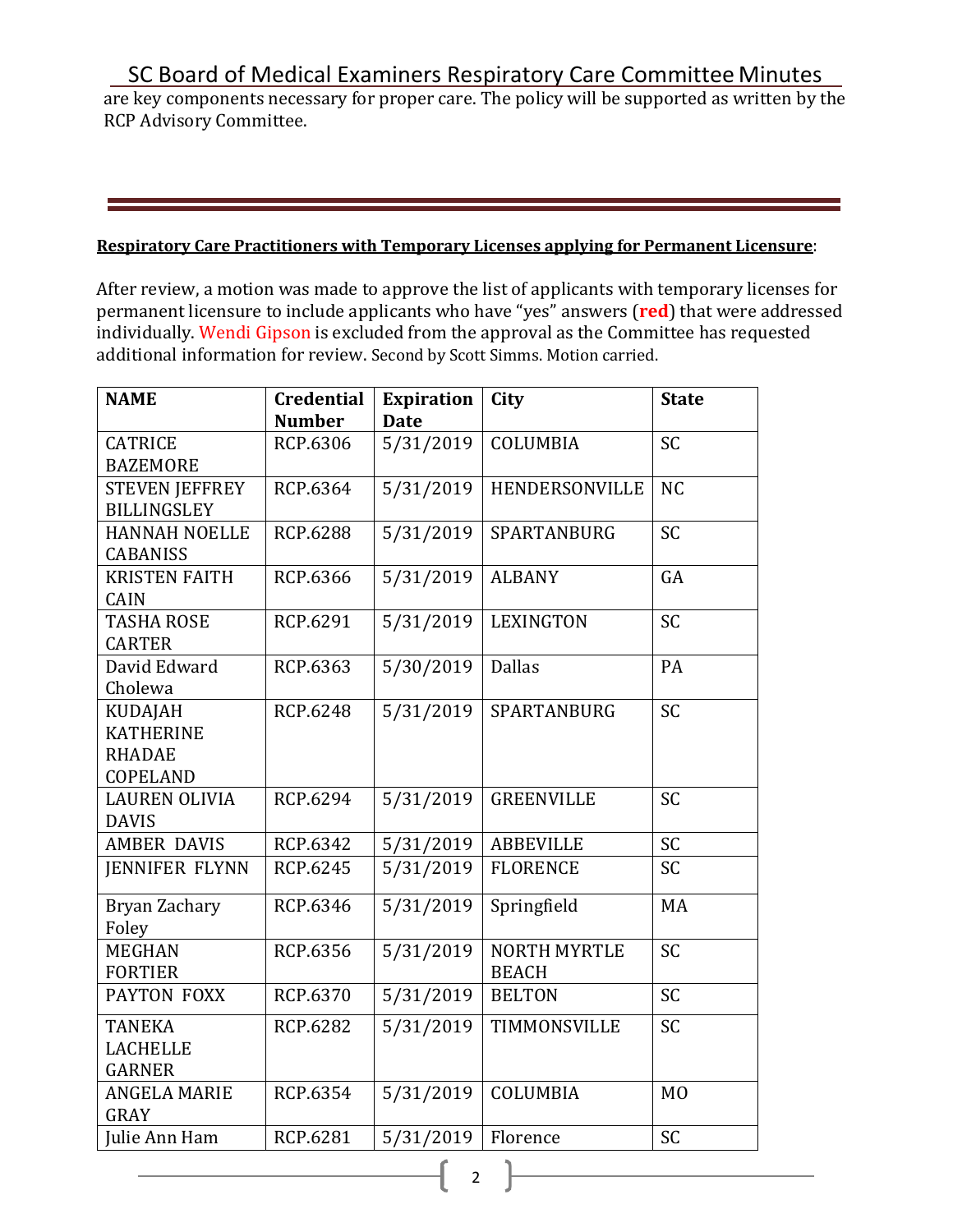are key components necessary for proper care. The policy will be supported as written by the RCP Advisory Committee.

---

**Respiratory Care Practitioners with Temporary Licenses applying for Permanent Licensure**:

After review, a motion was made to approve the list of applicants with temporary licenses for permanent licensure to include applicants who have "yes" answers (**red**) that were addressed individually. Wendi Gipson is excluded from the approval as the Committee has requested additional information for review. Second by Scott Simms. Motion carried.

| NAME | Credential Number | Expiration Date | City | State |
|---|---|---|---|---|
| CATRICE BAZEMORE | RCP.6306 | 5/31/2019 | COLUMBIA | SC |
| STEVEN JEFFREY BILLINGSLEY | RCP.6364 | 5/31/2019 | HENDERSONVILLE | NC |
| HANNAH NOELLE CABANISS | RCP.6288 | 5/31/2019 | SPARTANBURG | SC |
| KRISTEN FAITH CAIN | RCP.6366 | 5/31/2019 | ALBANY | GA |
| TASHA ROSE CARTER | RCP.6291 | 5/31/2019 | LEXINGTON | SC |
| David Edward Cholewa | RCP.6363 | 5/30/2019 | Dallas | PA |
| KUDAJAH KATHERINE RHADAE COPELAND | RCP.6248 | 5/31/2019 | SPARTANBURG | SC |
| LAUREN OLIVIA DAVIS | RCP.6294 | 5/31/2019 | GREENVILLE | SC |
| AMBER DAVIS | RCP.6342 | 5/31/2019 | ABBEVILLE | SC |
| JENNIFER FLYNN | RCP.6245 | 5/31/2019 | FLORENCE | SC |
| Bryan Zachary Foley | RCP.6346 | 5/31/2019 | Springfield | MA |
| MEGHAN FORTIER | RCP.6356 | 5/31/2019 | NORTH MYRTLE BEACH | SC |
| PAYTON FOXX | RCP.6370 | 5/31/2019 | BELTON | SC |
| TANEKA LACHELLE GARNER | RCP.6282 | 5/31/2019 | TIMMONSVILLE | SC |
| ANGELA MARIE GRAY | RCP.6354 | 5/31/2019 | COLUMBIA | MO |
| Julie Ann Ham | RCP.6281 | 5/31/2019 | Florence | SC |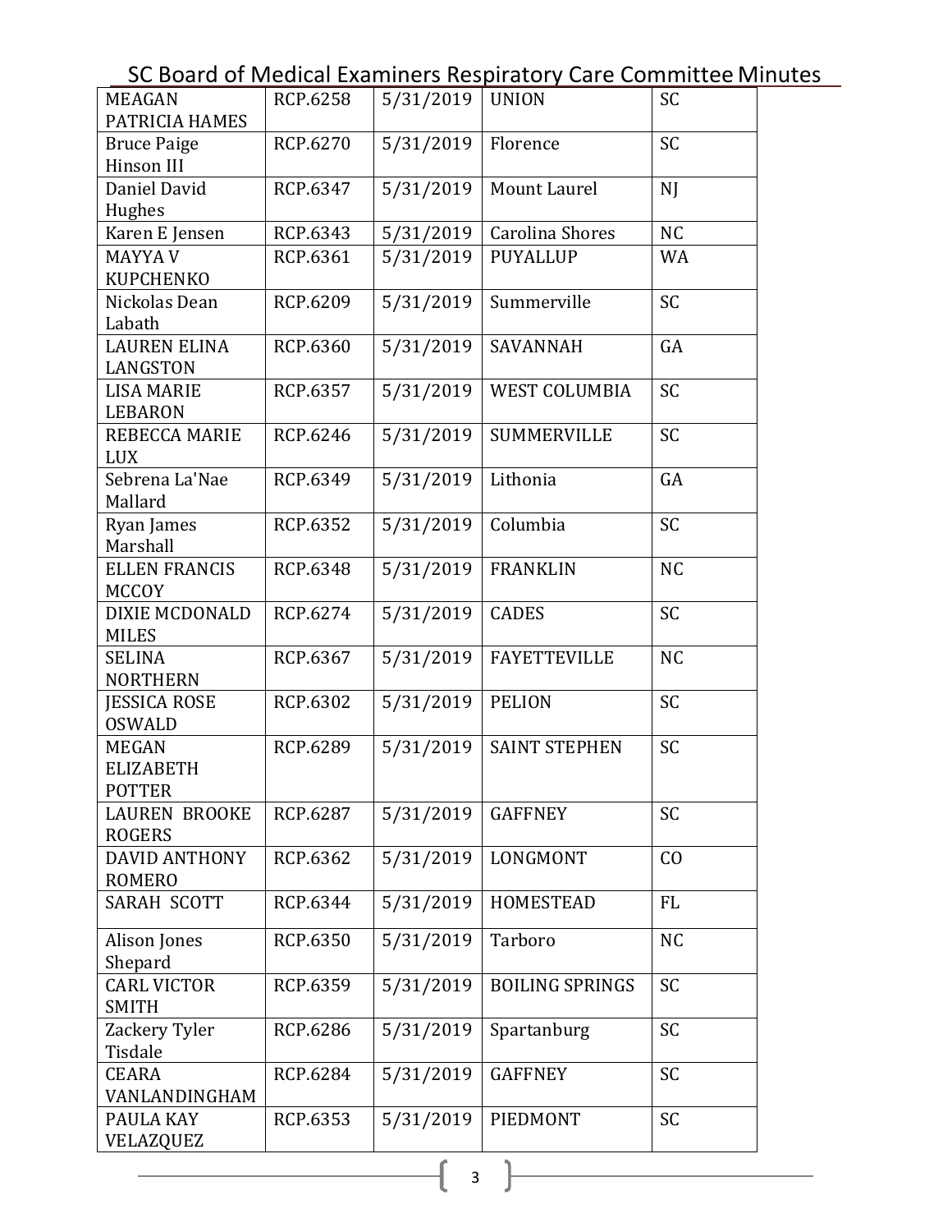| | | | | |
|---|---|---|---|---|
| MEAGAN PATRICIA HAMES | RCP.6258 | 5/31/2019 | UNION | SC |
| Bruce Paige Hinson III | RCP.6270 | 5/31/2019 | Florence | SC |
| Daniel David Hughes | RCP.6347 | 5/31/2019 | Mount Laurel | NJ |
| Karen E Jensen | RCP.6343 | 5/31/2019 | Carolina Shores | NC |
| MAYYA V KUPCHENKO | RCP.6361 | 5/31/2019 | PUYALLUP | WA |
| Nickolas Dean Labath | RCP.6209 | 5/31/2019 | Summerville | SC |
| LAUREN ELINA LANGSTON | RCP.6360 | 5/31/2019 | SAVANNAH | GA |
| LISA MARIE LEBARON | RCP.6357 | 5/31/2019 | WEST COLUMBIA | SC |
| REBECCA MARIE LUX | RCP.6246 | 5/31/2019 | SUMMERVILLE | SC |
| Sebrena La'Nae Mallard | RCP.6349 | 5/31/2019 | Lithonia | GA |
| Ryan James Marshall | RCP.6352 | 5/31/2019 | Columbia | SC |
| ELLEN FRANCIS MCCOY | RCP.6348 | 5/31/2019 | FRANKLIN | NC |
| DIXIE MCDONALD MILES | RCP.6274 | 5/31/2019 | CADES | SC |
| SELINA NORTHERN | RCP.6367 | 5/31/2019 | FAYETTEVILLE | NC |
| JESSICA ROSE OSWALD | RCP.6302 | 5/31/2019 | PELION | SC |
| MEGAN ELIZABETH POTTER | RCP.6289 | 5/31/2019 | SAINT STEPHEN | SC |
| LAUREN BROOKE ROGERS | RCP.6287 | 5/31/2019 | GAFFNEY | SC |
| DAVID ANTHONY ROMERO | RCP.6362 | 5/31/2019 | LONGMONT | CO |
| SARAH SCOTT | RCP.6344 | 5/31/2019 | HOMESTEAD | FL |
| Alison Jones Shepard | RCP.6350 | 5/31/2019 | Tarboro | NC |
| CARL VICTOR SMITH | RCP.6359 | 5/31/2019 | BOILING SPRINGS | SC |
| Zackery Tyler Tisdale | RCP.6286 | 5/31/2019 | Spartanburg | SC |
| CEARA VANLANDINGHAM | RCP.6284 | 5/31/2019 | GAFFNEY | SC |
| PAULA KAY VELAZQUEZ | RCP.6353 | 5/31/2019 | PIEDMONT | SC |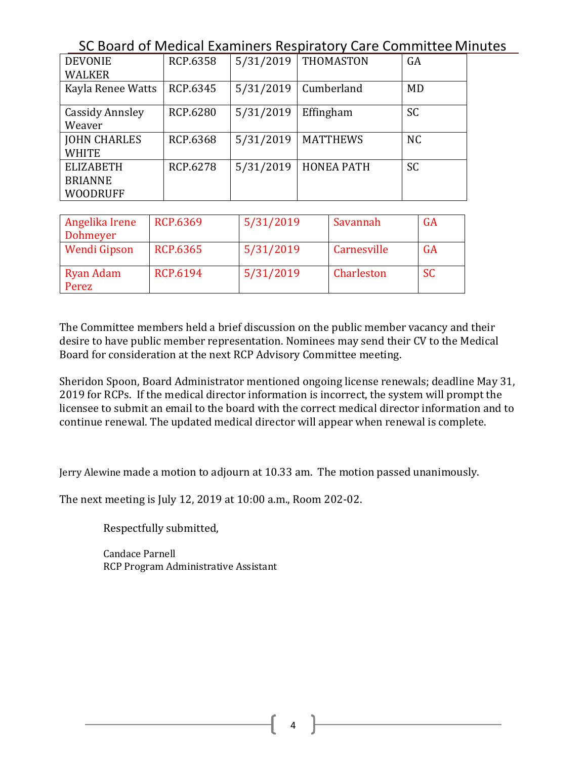| | | | | |
|---|---|---|---|---|
| DEVONIE WALKER | RCP.6358 | 5/31/2019 | THOMASTON | GA |
| Kayla Renee Watts | RCP.6345 | 5/31/2019 | Cumberland | MD |
| Cassidy Annsley Weaver | RCP.6280 | 5/31/2019 | Effingham | SC |
| JOHN CHARLES WHITE | RCP.6368 | 5/31/2019 | MATTHEWS | NC |
| ELIZABETH BRIANNE WOODRUFF | RCP.6278 | 5/31/2019 | HONEA PATH | SC |

| | | | | |
|---|---|---|---|---|
| Angelika Irene Dohmeyer | RCP.6369 | 5/31/2019 | Savannah | GA |
| Wendi Gipson | RCP.6365 | 5/31/2019 | Carnesville | GA |
| Ryan Adam Perez | RCP.6194 | 5/31/2019 | Charleston | SC |

The Committee members held a brief discussion on the public member vacancy and their desire to have public member representation. Nominees may send their CV to the Medical Board for consideration at the next RCP Advisory Committee meeting.

Sheridon Spoon, Board Administrator mentioned ongoing license renewals; deadline May 31, 2019 for RCPs. If the medical director information is incorrect, the system will prompt the licensee to submit an email to the board with the correct medical director information and to continue renewal. The updated medical director will appear when renewal is complete.

Jerry Alewine made a motion to adjourn at 10.33 am. The motion passed unanimously.

The next meeting is July 12, 2019 at 10:00 a.m., Room 202-02.

Respectfully submitted,

Candace Parnell
RCP Program Administrative Assistant